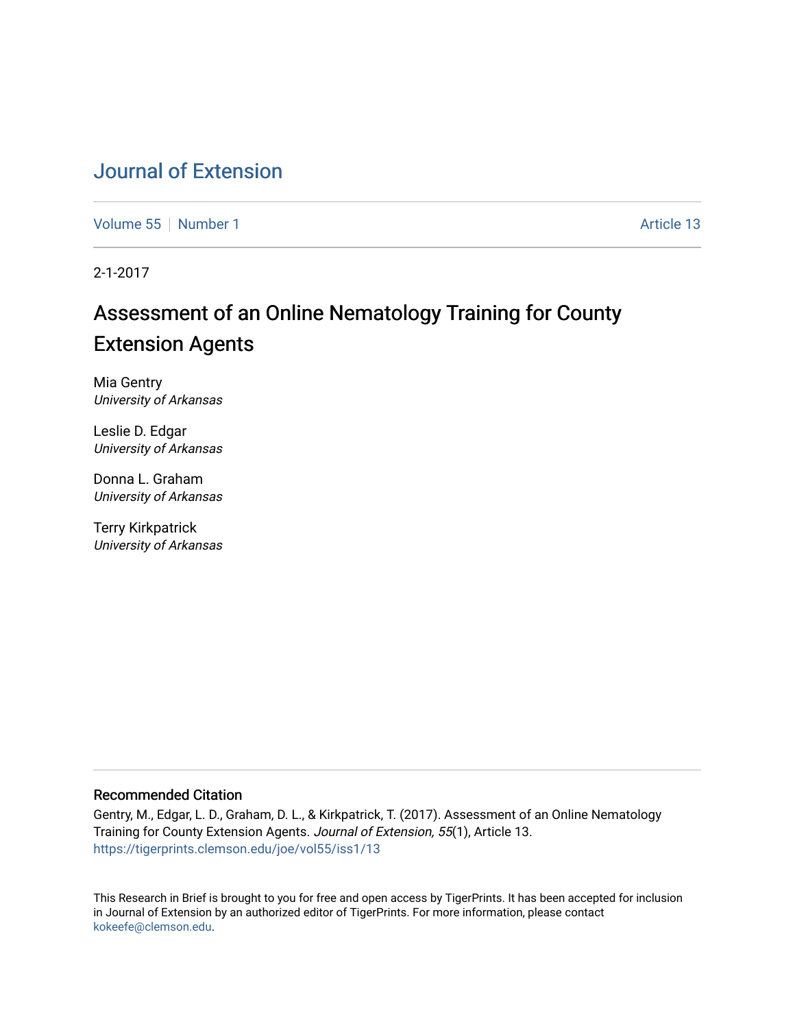# Journal of Extension

Volume 55 | Number 1 | Article 13

2-1-2017

## Assessment of an Online Nematology Training for County Extension Agents

Mia Gentry
*University of Arkansas*

Leslie D. Edgar
*University of Arkansas*

Donna L. Graham
*University of Arkansas*

Terry Kirkpatrick
*University of Arkansas*

### Recommended Citation

Gentry, M., Edgar, L. D., Graham, D. L., & Kirkpatrick, T. (2017). Assessment of an Online Nematology Training for County Extension Agents. *Journal of Extension, 55*(1), Article 13.
https://tigerprints.clemson.edu/joe/vol55/iss1/13

This Research in Brief is brought to you for free and open access by TigerPrints. It has been accepted for inclusion in Journal of Extension by an authorized editor of TigerPrints. For more information, please contact kokeefe@clemson.edu.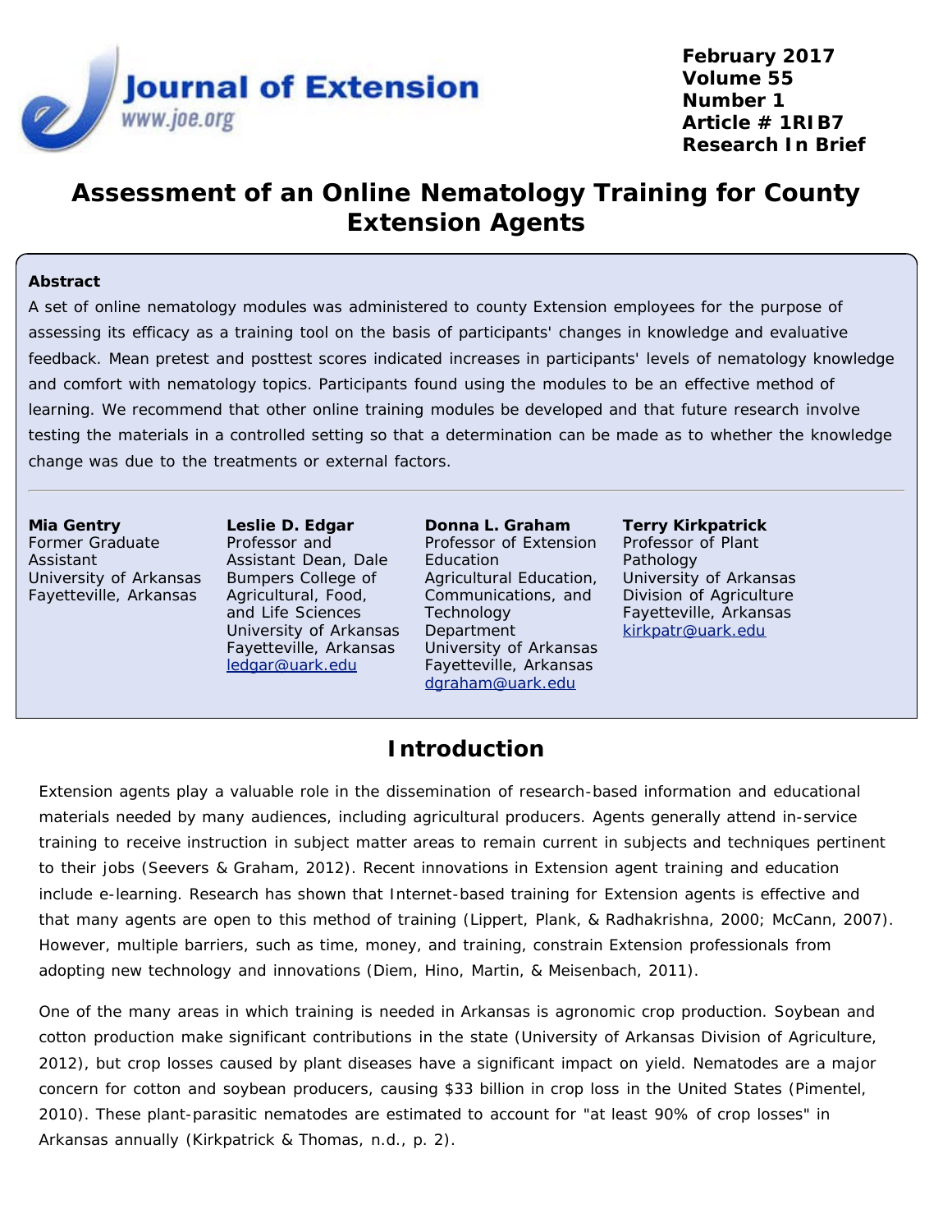# Assessment of an Online Nematology Training for County Extension Agents

**Abstract**

A set of online nematology modules was administered to county Extension employees for the purpose of assessing its efficacy as a training tool on the basis of participants' changes in knowledge and evaluative feedback. Mean pretest and posttest scores indicated increases in participants' levels of nematology knowledge and comfort with nematology topics. Participants found using the modules to be an effective method of learning. We recommend that other online training modules be developed and that future research involve testing the materials in a controlled setting so that a determination can be made as to whether the knowledge change was due to the treatments or external factors.

**Mia Gentry**
Former Graduate Assistant
University of Arkansas
Fayetteville, Arkansas

**Leslie D. Edgar**
Professor and Assistant Dean, Dale Bumpers College of Agricultural, Food, and Life Sciences
University of Arkansas
Fayetteville, Arkansas
ledgar@uark.edu

**Donna L. Graham**
Professor of Extension Education
Agricultural Education, Communications, and Technology Department
University of Arkansas
Fayetteville, Arkansas
dgraham@uark.edu

**Terry Kirkpatrick**
Professor of Plant Pathology
University of Arkansas Division of Agriculture
Fayetteville, Arkansas
kirkpatr@uark.edu

## Introduction

Extension agents play a valuable role in the dissemination of research-based information and educational materials needed by many audiences, including agricultural producers. Agents generally attend in-service training to receive instruction in subject matter areas to remain current in subjects and techniques pertinent to their jobs (Seevers & Graham, 2012). Recent innovations in Extension agent training and education include e-learning. Research has shown that Internet-based training for Extension agents is effective and that many agents are open to this method of training (Lippert, Plank, & Radhakrishna, 2000; McCann, 2007). However, multiple barriers, such as time, money, and training, constrain Extension professionals from adopting new technology and innovations (Diem, Hino, Martin, & Meisenbach, 2011).

One of the many areas in which training is needed in Arkansas is agronomic crop production. Soybean and cotton production make significant contributions in the state (University of Arkansas Division of Agriculture, 2012), but crop losses caused by plant diseases have a significant impact on yield. Nematodes are a major concern for cotton and soybean producers, causing $33 billion in crop loss in the United States (Pimentel, 2010). These plant-parasitic nematodes are estimated to account for "at least 90% of crop losses" in Arkansas annually (Kirkpatrick & Thomas, n.d., p. 2).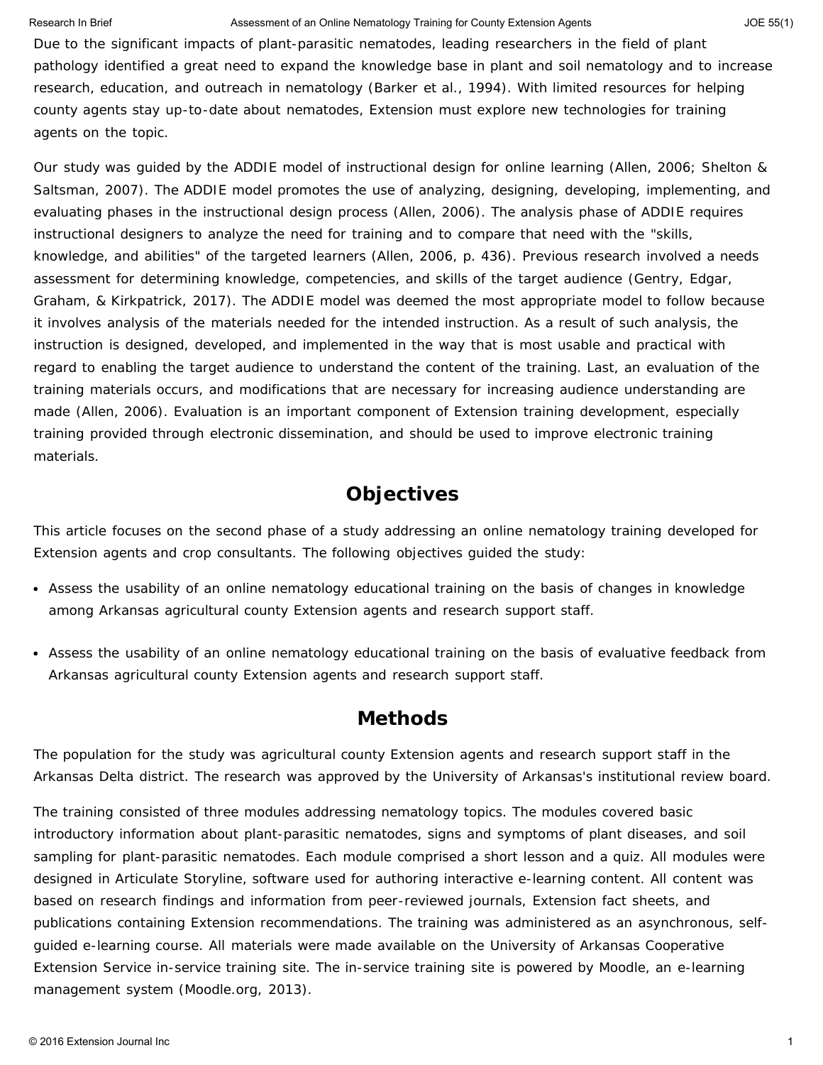Due to the significant impacts of plant-parasitic nematodes, leading researchers in the field of plant pathology identified a great need to expand the knowledge base in plant and soil nematology and to increase research, education, and outreach in nematology (Barker et al., 1994). With limited resources for helping county agents stay up-to-date about nematodes, Extension must explore new technologies for training agents on the topic.

Our study was guided by the ADDIE model of instructional design for online learning (Allen, 2006; Shelton & Saltsman, 2007). The ADDIE model promotes the use of analyzing, designing, developing, implementing, and evaluating phases in the instructional design process (Allen, 2006). The analysis phase of ADDIE requires instructional designers to analyze the need for training and to compare that need with the "skills, knowledge, and abilities" of the targeted learners (Allen, 2006, p. 436). Previous research involved a needs assessment for determining knowledge, competencies, and skills of the target audience (Gentry, Edgar, Graham, & Kirkpatrick, 2017). The ADDIE model was deemed the most appropriate model to follow because it involves analysis of the materials needed for the intended instruction. As a result of such analysis, the instruction is designed, developed, and implemented in the way that is most usable and practical with regard to enabling the target audience to understand the content of the training. Last, an evaluation of the training materials occurs, and modifications that are necessary for increasing audience understanding are made (Allen, 2006). Evaluation is an important component of Extension training development, especially training provided through electronic dissemination, and should be used to improve electronic training materials.

## Objectives

This article focuses on the second phase of a study addressing an online nematology training developed for Extension agents and crop consultants. The following objectives guided the study:

- Assess the usability of an online nematology educational training on the basis of changes in knowledge among Arkansas agricultural county Extension agents and research support staff.
- Assess the usability of an online nematology educational training on the basis of evaluative feedback from Arkansas agricultural county Extension agents and research support staff.

## Methods

The population for the study was agricultural county Extension agents and research support staff in the Arkansas Delta district. The research was approved by the University of Arkansas's institutional review board.

The training consisted of three modules addressing nematology topics. The modules covered basic introductory information about plant-parasitic nematodes, signs and symptoms of plant diseases, and soil sampling for plant-parasitic nematodes. Each module comprised a short lesson and a quiz. All modules were designed in Articulate Storyline, software used for authoring interactive e-learning content. All content was based on research findings and information from peer-reviewed journals, Extension fact sheets, and publications containing Extension recommendations. The training was administered as an asynchronous, self-guided e-learning course. All materials were made available on the University of Arkansas Cooperative Extension Service in-service training site. The in-service training site is powered by Moodle, an e-learning management system (Moodle.org, 2013).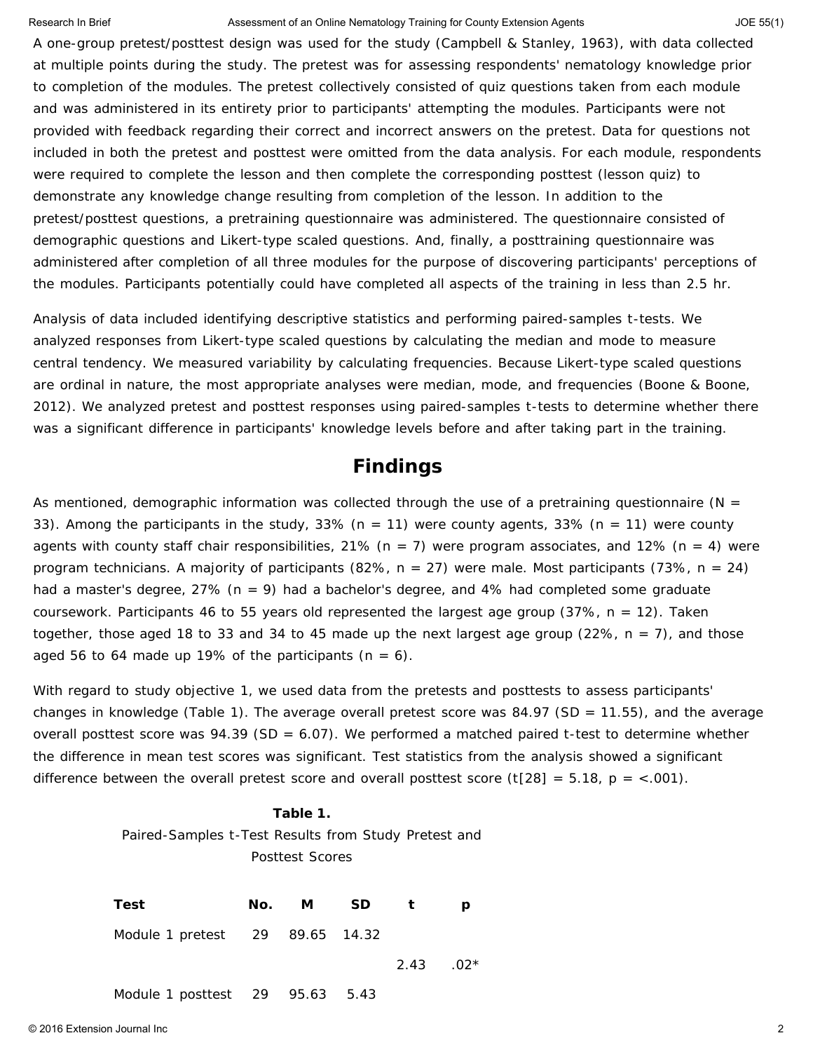A one-group pretest/posttest design was used for the study (Campbell & Stanley, 1963), with data collected at multiple points during the study. The pretest was for assessing respondents' nematology knowledge prior to completion of the modules. The pretest collectively consisted of quiz questions taken from each module and was administered in its entirety prior to participants' attempting the modules. Participants were not provided with feedback regarding their correct and incorrect answers on the pretest. Data for questions not included in both the pretest and posttest were omitted from the data analysis. For each module, respondents were required to complete the lesson and then complete the corresponding posttest (lesson quiz) to demonstrate any knowledge change resulting from completion of the lesson. In addition to the pretest/posttest questions, a pretraining questionnaire was administered. The questionnaire consisted of demographic questions and Likert-type scaled questions. And, finally, a posttraining questionnaire was administered after completion of all three modules for the purpose of discovering participants' perceptions of the modules. Participants potentially could have completed all aspects of the training in less than 2.5 hr.

Analysis of data included identifying descriptive statistics and performing paired-samples t-tests. We analyzed responses from Likert-type scaled questions by calculating the median and mode to measure central tendency. We measured variability by calculating frequencies. Because Likert-type scaled questions are ordinal in nature, the most appropriate analyses were median, mode, and frequencies (Boone & Boone, 2012). We analyzed pretest and posttest responses using paired-samples t-tests to determine whether there was a significant difference in participants' knowledge levels before and after taking part in the training.

## Findings

As mentioned, demographic information was collected through the use of a pretraining questionnaire ($N$ = 33). Among the participants in the study, 33% ($n$ = 11) were county agents, 33% ($n$ = 11) were county agents with county staff chair responsibilities, 21% ($n$ = 7) were program associates, and 12% ($n$ = 4) were program technicians. A majority of participants (82%, $n$ = 27) were male. Most participants (73%, $n$ = 24) had a master's degree, 27% ($n$ = 9) had a bachelor's degree, and 4% had completed some graduate coursework. Participants 46 to 55 years old represented the largest age group (37%, $n$ = 12). Taken together, those aged 18 to 33 and 34 to 45 made up the next largest age group (22%, $n$ = 7), and those aged 56 to 64 made up 19% of the participants ($n$ = 6).

With regard to study objective 1, we used data from the pretests and posttests to assess participants' changes in knowledge (Table 1). The average overall pretest score was 84.97 ($SD$ = 11.55), and the average overall posttest score was 94.39 ($SD$ = 6.07). We performed a matched paired t-test to determine whether the difference in mean test scores was significant. Test statistics from the analysis showed a significant difference between the overall pretest score and overall posttest score ($t[28] = 5.18$, $p = <.001$).

**Table 1.**
Paired-Samples t-Test Results from Study Pretest and Posttest Scores

| Test | No. | M | SD | t | p |
|---|---|---|---|---|---|
| Module 1 pretest | 29 | 89.65 | 14.32 | | |
| | | | | 2.43 | .02* |
| Module 1 posttest | 29 | 95.63 | 5.43 | | |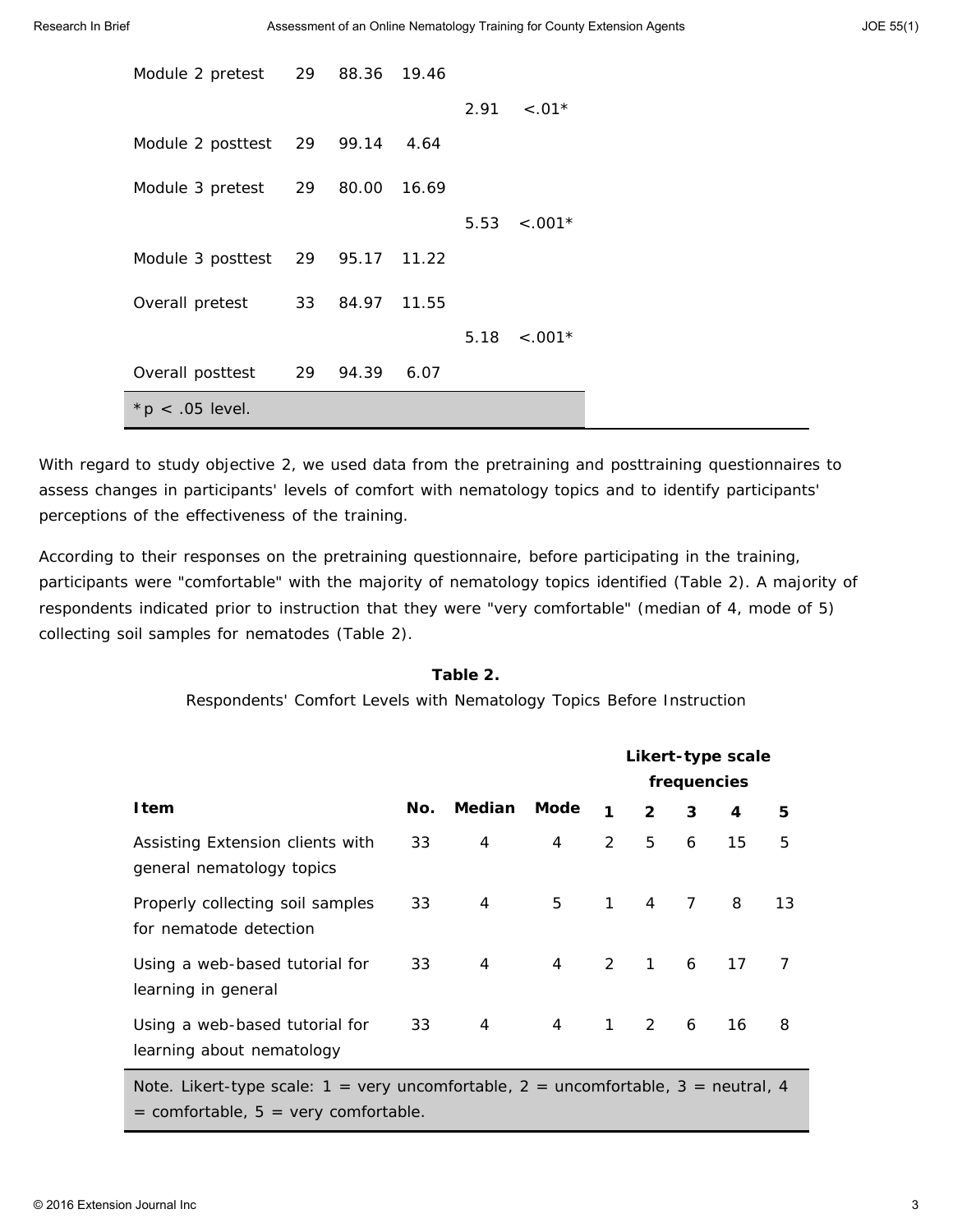| | | | | | |
|---|---|---|---|---|---|
| Module 2 pretest | 29 | 88.36 | 19.46 | | |
| | | | | 2.91 | <.01* |
| Module 2 posttest | 29 | 99.14 | 4.64 | | |
| Module 3 pretest | 29 | 80.00 | 16.69 | | |
| | | | | 5.53 | <.001* |
| Module 3 posttest | 29 | 95.17 | 11.22 | | |
| Overall pretest | 33 | 84.97 | 11.55 | | |
| | | | | 5.18 | <.001* |
| Overall posttest | 29 | 94.39 | 6.07 | | |

*p < .05 level.

With regard to study objective 2, we used data from the pretraining and posttraining questionnaires to assess changes in participants' levels of comfort with nematology topics and to identify participants' perceptions of the effectiveness of the training.

According to their responses on the pretraining questionnaire, before participating in the training, participants were "comfortable" with the majority of nematology topics identified (Table 2). A majority of respondents indicated prior to instruction that they were "very comfortable" (median of 4, mode of 5) collecting soil samples for nematodes (Table 2).

**Table 2.**
Respondents' Comfort Levels with Nematology Topics Before Instruction

| | | | | Likert-type scale frequencies | | | | |
|---|---|---|---|---|---|---|---|---|
| **Item** | **No.** | **Median** | **Mode** | **1** | **2** | **3** | **4** | **5** |
| Assisting Extension clients with general nematology topics | 33 | 4 | 4 | 2 | 5 | 6 | 15 | 5 |
| Properly collecting soil samples for nematode detection | 33 | 4 | 5 | 1 | 4 | 7 | 8 | 13 |
| Using a web-based tutorial for learning in general | 33 | 4 | 4 | 2 | 1 | 6 | 17 | 7 |
| Using a web-based tutorial for learning about nematology | 33 | 4 | 4 | 1 | 2 | 6 | 16 | 8 |

Note. Likert-type scale: 1 = very uncomfortable, 2 = uncomfortable, 3 = neutral, 4 = comfortable, 5 = very comfortable.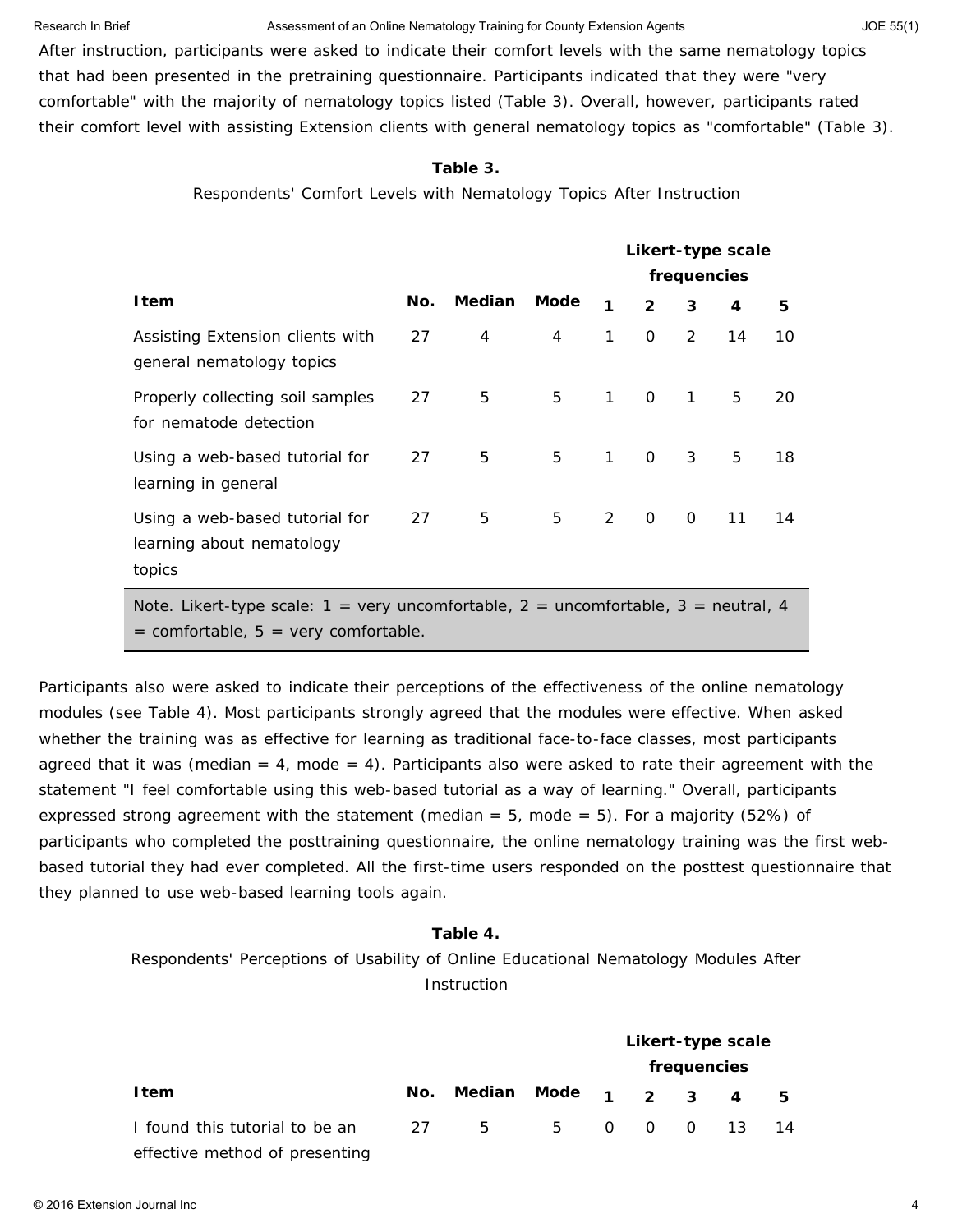After instruction, participants were asked to indicate their comfort levels with the same nematology topics that had been presented in the pretraining questionnaire. Participants indicated that they were "very comfortable" with the majority of nematology topics listed (Table 3). Overall, however, participants rated their comfort level with assisting Extension clients with general nematology topics as "comfortable" (Table 3).

**Table 3.**

Respondents' Comfort Levels with Nematology Topics After Instruction

| | | | | Likert-type scale frequencies | | | | |
|---|---|---|---|---|---|---|---|---|
| **Item** | **No.** | **Median** | **Mode** | **1** | **2** | **3** | **4** | **5** |
| Assisting Extension clients with general nematology topics | 27 | 4 | 4 | 1 | 0 | 2 | 14 | 10 |
| Properly collecting soil samples for nematode detection | 27 | 5 | 5 | 1 | 0 | 1 | 5 | 20 |
| Using a web-based tutorial for learning in general | 27 | 5 | 5 | 1 | 0 | 3 | 5 | 18 |
| Using a web-based tutorial for learning about nematology topics | 27 | 5 | 5 | 2 | 0 | 0 | 11 | 14 |

Note. Likert-type scale: 1 = very uncomfortable, 2 = uncomfortable, 3 = neutral, 4 = comfortable, 5 = very comfortable.

Participants also were asked to indicate their perceptions of the effectiveness of the online nematology modules (see Table 4). Most participants strongly agreed that the modules were effective. When asked whether the training was as effective for learning as traditional face-to-face classes, most participants agreed that it was (median = 4, mode = 4). Participants also were asked to rate their agreement with the statement "I feel comfortable using this web-based tutorial as a way of learning." Overall, participants expressed strong agreement with the statement (median = 5, mode = 5). For a majority (52%) of participants who completed the posttraining questionnaire, the online nematology training was the first web-based tutorial they had ever completed. All the first-time users responded on the posttest questionnaire that they planned to use web-based learning tools again.

**Table 4.**

Respondents' Perceptions of Usability of Online Educational Nematology Modules After Instruction

| | | | | Likert-type scale frequencies | | | | |
|---|---|---|---|---|---|---|---|---|
| **Item** | **No.** | **Median** | **Mode** | **1** | **2** | **3** | **4** | **5** |
| I found this tutorial to be an effective method of presenting | 27 | 5 | 5 | 0 | 0 | 0 | 13 | 14 |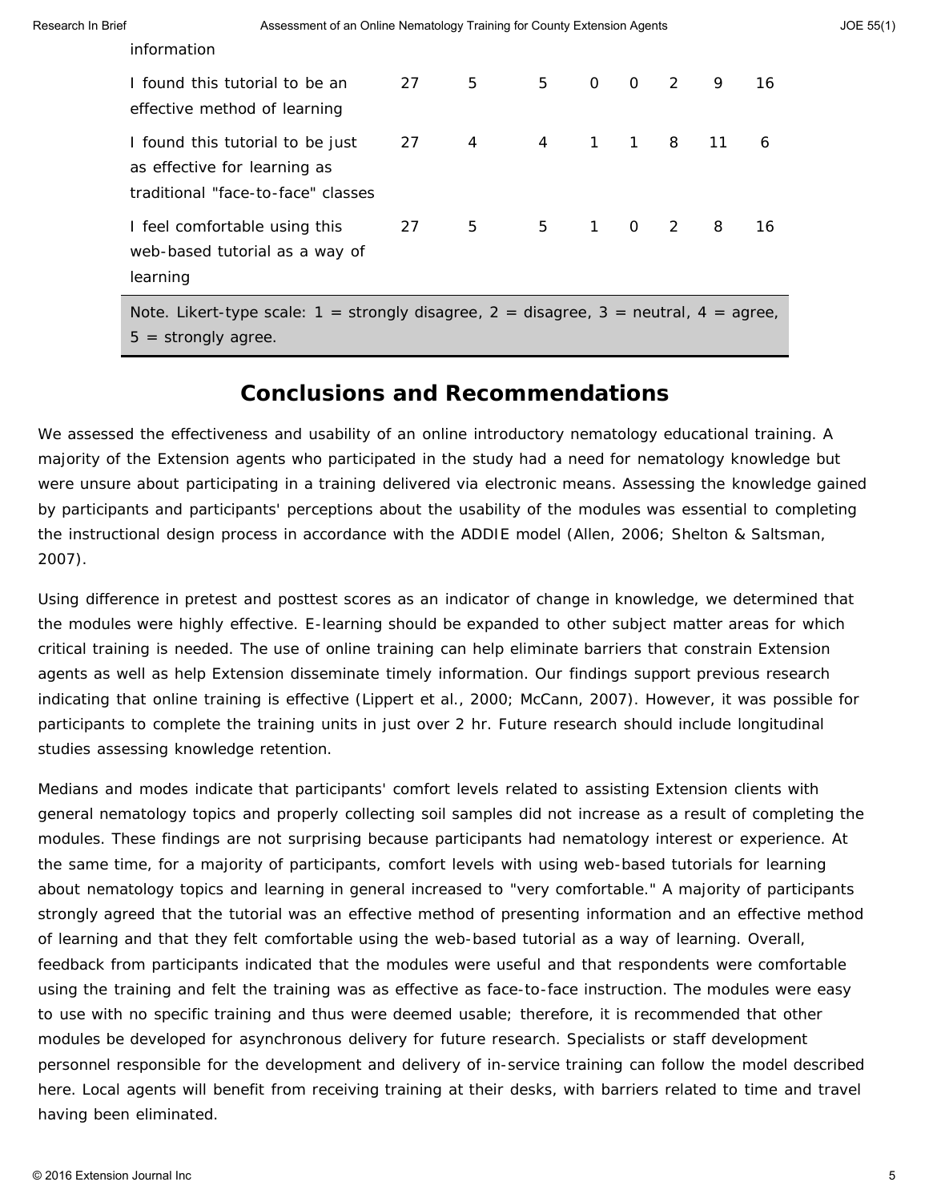| | | | | | | | | |
|---|---|---|---|---|---|---|---|---|
| information | | | | | | | | |
| I found this tutorial to be an effective method of learning | 27 | 5 | 5 | 0 | 0 | 2 | 9 | 16 |
| I found this tutorial to be just as effective for learning as traditional "face-to-face" classes | 27 | 4 | 4 | 1 | 1 | 8 | 11 | 6 |
| I feel comfortable using this web-based tutorial as a way of learning | 27 | 5 | 5 | 1 | 0 | 2 | 8 | 16 |

Note. Likert-type scale: 1 = strongly disagree, 2 = disagree, 3 = neutral, 4 = agree, 5 = strongly agree.

## Conclusions and Recommendations

We assessed the effectiveness and usability of an online introductory nematology educational training. A majority of the Extension agents who participated in the study had a need for nematology knowledge but were unsure about participating in a training delivered via electronic means. Assessing the knowledge gained by participants and participants' perceptions about the usability of the modules was essential to completing the instructional design process in accordance with the ADDIE model (Allen, 2006; Shelton & Saltsman, 2007).

Using difference in pretest and posttest scores as an indicator of change in knowledge, we determined that the modules were highly effective. E-learning should be expanded to other subject matter areas for which critical training is needed. The use of online training can help eliminate barriers that constrain Extension agents as well as help Extension disseminate timely information. Our findings support previous research indicating that online training is effective (Lippert et al., 2000; McCann, 2007). However, it was possible for participants to complete the training units in just over 2 hr. Future research should include longitudinal studies assessing knowledge retention.

Medians and modes indicate that participants' comfort levels related to assisting Extension clients with general nematology topics and properly collecting soil samples did not increase as a result of completing the modules. These findings are not surprising because participants had nematology interest or experience. At the same time, for a majority of participants, comfort levels with using web-based tutorials for learning about nematology topics and learning in general increased to "very comfortable." A majority of participants strongly agreed that the tutorial was an effective method of presenting information and an effective method of learning and that they felt comfortable using the web-based tutorial as a way of learning. Overall, feedback from participants indicated that the modules were useful and that respondents were comfortable using the training and felt the training was as effective as face-to-face instruction. The modules were easy to use with no specific training and thus were deemed usable; therefore, it is recommended that other modules be developed for asynchronous delivery for future research. Specialists or staff development personnel responsible for the development and delivery of in-service training can follow the model described here. Local agents will benefit from receiving training at their desks, with barriers related to time and travel having been eliminated.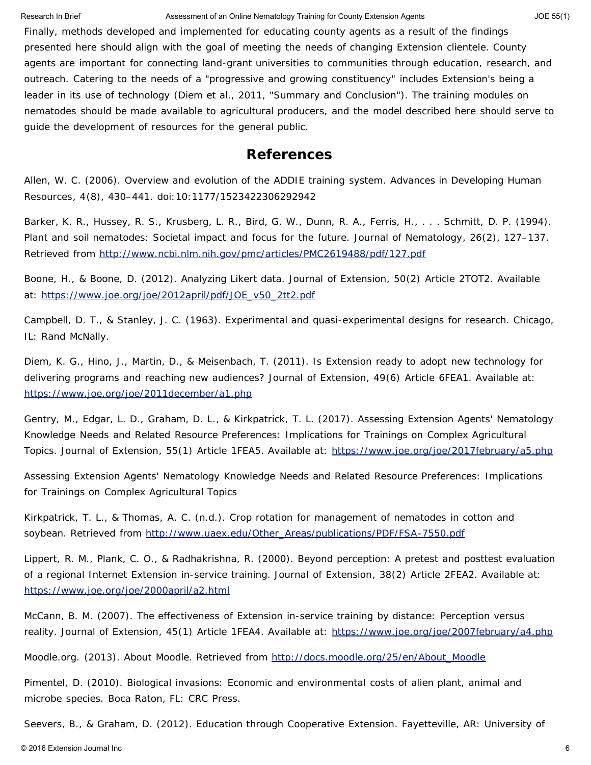Finally, methods developed and implemented for educating county agents as a result of the findings presented here should align with the goal of meeting the needs of changing Extension clientele. County agents are important for connecting land-grant universities to communities through education, research, and outreach. Catering to the needs of a "progressive and growing constituency" includes Extension's being a leader in its use of technology (Diem et al., 2011, "Summary and Conclusion"). The training modules on nematodes should be made available to agricultural producers, and the model described here should serve to guide the development of resources for the general public.

## References

Allen, W. C. (2006). Overview and evolution of the ADDIE training system. Advances in Developing Human Resources, 4(8), 430–441. doi:10:1177/1523422306292942

Barker, K. R., Hussey, R. S., Krusberg, L. R., Bird, G. W., Dunn, R. A., Ferris, H., . . . Schmitt, D. P. (1994). Plant and soil nematodes: Societal impact and focus for the future. Journal of Nematology, 26(2), 127–137. Retrieved from http://www.ncbi.nlm.nih.gov/pmc/articles/PMC2619488/pdf/127.pdf

Boone, H., & Boone, D. (2012). Analyzing Likert data. Journal of Extension, 50(2) Article 2TOT2. Available at: https://www.joe.org/joe/2012april/pdf/JOE_v50_2tt2.pdf

Campbell, D. T., & Stanley, J. C. (1963). Experimental and quasi-experimental designs for research. Chicago, IL: Rand McNally.

Diem, K. G., Hino, J., Martin, D., & Meisenbach, T. (2011). Is Extension ready to adopt new technology for delivering programs and reaching new audiences? Journal of Extension, 49(6) Article 6FEA1. Available at: https://www.joe.org/joe/2011december/a1.php

Gentry, M., Edgar, L. D., Graham, D. L., & Kirkpatrick, T. L. (2017). Assessing Extension Agents' Nematology Knowledge Needs and Related Resource Preferences: Implications for Trainings on Complex Agricultural Topics. Journal of Extension, 55(1) Article 1FEA5. Available at: https://www.joe.org/joe/2017february/a5.php

Assessing Extension Agents' Nematology Knowledge Needs and Related Resource Preferences: Implications for Trainings on Complex Agricultural Topics

Kirkpatrick, T. L., & Thomas, A. C. (n.d.). Crop rotation for management of nematodes in cotton and soybean. Retrieved from http://www.uaex.edu/Other_Areas/publications/PDF/FSA-7550.pdf

Lippert, R. M., Plank, C. O., & Radhakrishna, R. (2000). Beyond perception: A pretest and posttest evaluation of a regional Internet Extension in-service training. Journal of Extension, 38(2) Article 2FEA2. Available at: https://www.joe.org/joe/2000april/a2.html

McCann, B. M. (2007). The effectiveness of Extension in-service training by distance: Perception versus reality. Journal of Extension, 45(1) Article 1FEA4. Available at: https://www.joe.org/joe/2007february/a4.php

Moodle.org. (2013). About Moodle. Retrieved from http://docs.moodle.org/25/en/About_Moodle

Pimentel, D. (2010). Biological invasions: Economic and environmental costs of alien plant, animal and microbe species. Boca Raton, FL: CRC Press.

Seevers, B., & Graham, D. (2012). Education through Cooperative Extension. Fayetteville, AR: University of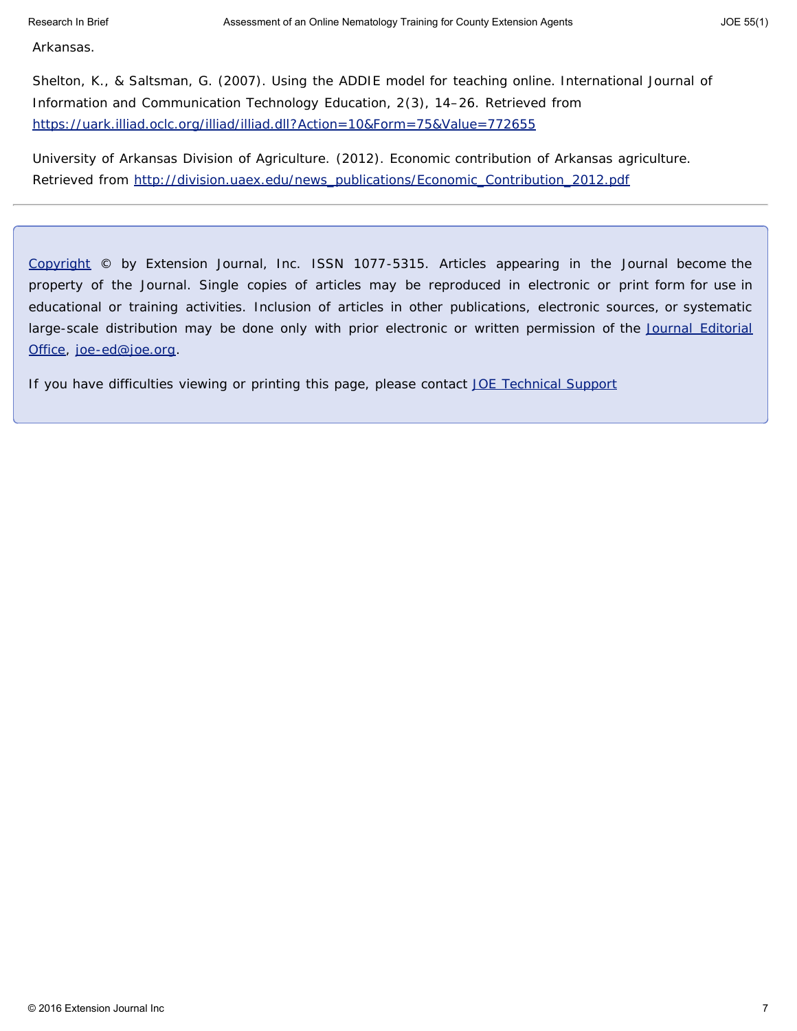Arkansas.

Shelton, K., & Saltsman, G. (2007). Using the ADDIE model for teaching online. International Journal of Information and Communication Technology Education, 2(3), 14–26. Retrieved from https://uark.illiad.oclc.org/illiad/illiad.dll?Action=10&Form=75&Value=772655

University of Arkansas Division of Agriculture. (2012). Economic contribution of Arkansas agriculture. Retrieved from http://division.uaex.edu/news_publications/Economic_Contribution_2012.pdf

---

Copyright © by Extension Journal, Inc. ISSN 1077-5315. Articles appearing in the Journal become the property of the Journal. Single copies of articles may be reproduced in electronic or print form for use in educational or training activities. Inclusion of articles in other publications, electronic sources, or systematic large-scale distribution may be done only with prior electronic or written permission of the Journal Editorial Office, joe-ed@joe.org.

If you have difficulties viewing or printing this page, please contact JOE Technical Support